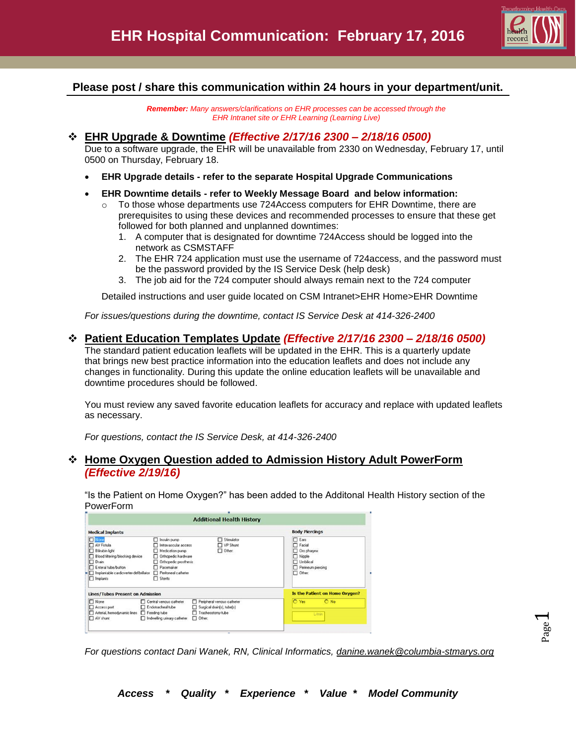# EHR Hospital Communication: February 17, 2016

**Please post / share this communication within 24 hours in your department/unit.**

***Remember:*** *Many answers/clarifications on EHR processes can be accessed through the EHR Intranet site or EHR Learning (Learning Live)*

## ❖ EHR Upgrade & Downtime *(Effective 2/17/16 2300 – 2/18/16 0500)*

Due to a software upgrade, the EHR will be unavailable from 2330 on Wednesday, February 17, until 0500 on Thursday, February 18.

- **EHR Upgrade details - refer to the separate Hospital Upgrade Communications**
- **EHR Downtime details - refer to Weekly Message Board and below information:**
  - To those whose departments use 724Access computers for EHR Downtime, there are prerequisites to using these devices and recommended processes to ensure that these get followed for both planned and unplanned downtimes:
    1. A computer that is designated for downtime 724Access should be logged into the network as CSMSTAFF
    2. The EHR 724 application must use the username of 724access, and the password must be the password provided by the IS Service Desk (help desk)
    3. The job aid for the 724 computer should always remain next to the 724 computer

Detailed instructions and user guide located on CSM Intranet>EHR Home>EHR Downtime

*For issues/questions during the downtime, contact IS Service Desk at 414-326-2400*

## ❖ Patient Education Templates Update *(Effective 2/17/16 2300 – 2/18/16 0500)*

The standard patient education leaflets will be updated in the EHR. This is a quarterly update that brings new best practice information into the education leaflets and does not include any changes in functionality. During this update the online education leaflets will be unavailable and downtime procedures should be followed.

You must review any saved favorite education leaflets for accuracy and replace with updated leaflets as necessary.

*For questions, contact the IS Service Desk, at 414-326-2400*

## ❖ Home Oxygen Question added to Admission History Adult PowerForm *(Effective 2/19/16)*

"Is the Patient on Home Oxygen?" has been added to the Additonal Health History section of the PowerForm

**Additional Health History**

**Medical Implants**
- ☐ None
- ☐ AV Fistula
- ☐ Bilirubin light
- ☐ Blood filtering/blocking device
- ☐ Drain
- ☐ Enteral tube/button
- ☐ Implantable cardioverter-defibrillator
- ☐ Implants
- ☐ Insulin pump
- ☐ Intravascular access
- ☐ Medication pump
- ☐ Orthopedic hardware
- ☐ Orthopedic prosthesis
- ☐ Pacemaker
- ☐ Peritoneal catheter
- ☐ Stents
- ☐ Stimulator
- ☐ VP Shunt
- ☐ Other:

**Body Piercings**
- ☐ Ears
- ☐ Facial
- ☐ Oro pharynx
- ☐ Nipple
- ☐ Umbilical
- ☐ Perineum piercing
- ☐ Other:

**Lines/Tubes Present on Admission**
- ☐ None
- ☐ Access port
- ☐ Arterial, hemodynamic lines
- ☐ AV shunt
- ☐ Central venous catheter
- ☐ Endotracheal tube
- ☐ Feeding tube
- ☐ Indwelling urinary catheter
- ☐ Peripheral venous catheter
- ☐ Surgical drain(s), tube(s)
- ☐ Tracheostomy tube
- ☐ Other:

**Is the Patient on Home Oxygen?**
- ○ Yes ○ No
- L/min

*For questions contact Dani Wanek, RN, Clinical Informatics, danine.wanek@columbia-stmarys.org*

***Access * Quality * Experience * Value * Model Community***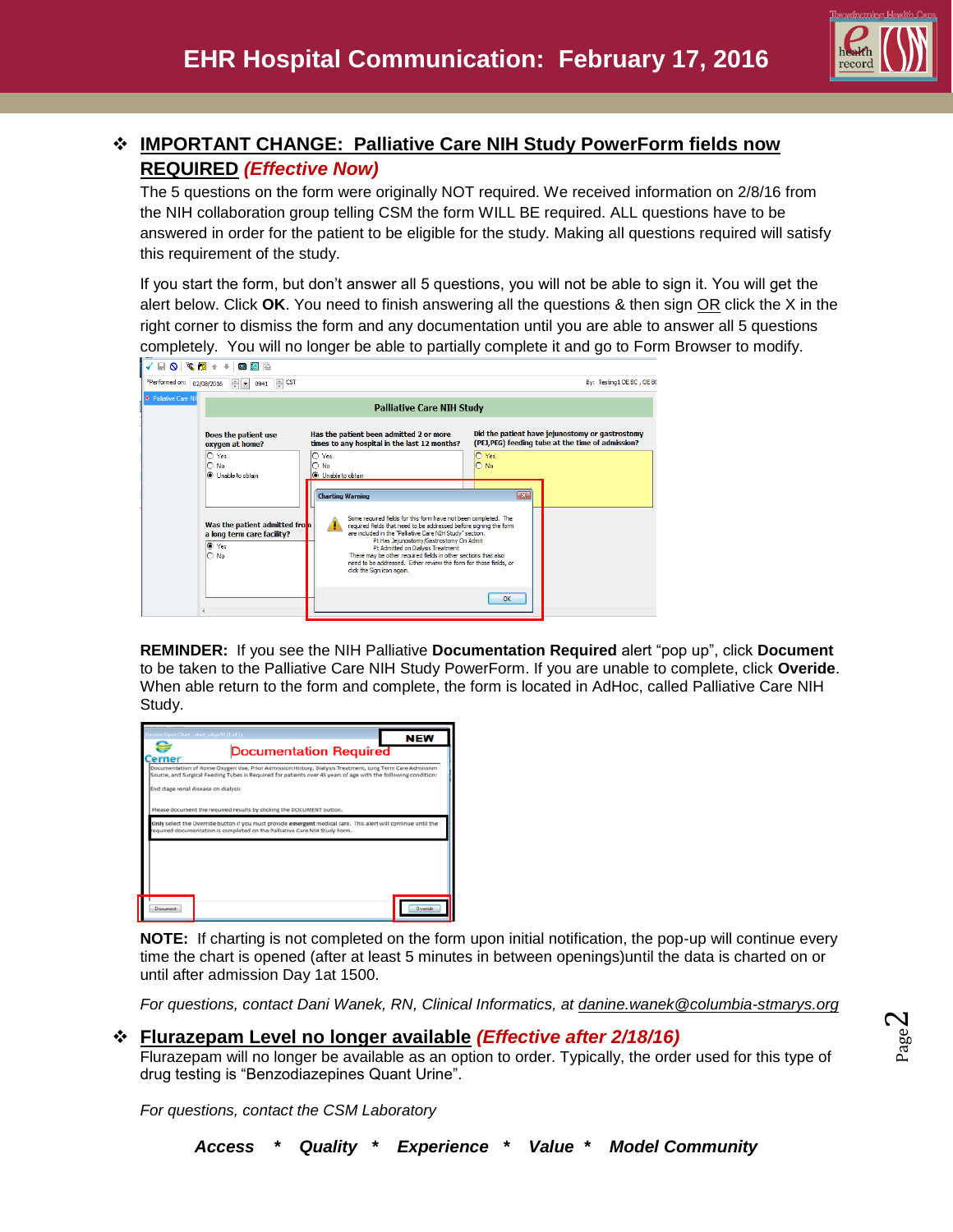# EHR Hospital Communication: February 17, 2016

## ❖ IMPORTANT CHANGE: Palliative Care NIH Study PowerForm fields now REQUIRED *(Effective Now)*

The 5 questions on the form were originally NOT required. We received information on 2/8/16 from the NIH collaboration group telling CSM the form WILL BE required. ALL questions have to be answered in order for the patient to be eligible for the study. Making all questions required will satisfy this requirement of the study.

If you start the form, but don't answer all 5 questions, you will not be able to sign it. You will get the alert below. Click **OK**. You need to finish answering all the questions & then sign OR click the X in the right corner to dismiss the form and any documentation until you are able to answer all 5 questions completely. You will no longer be able to partially complete it and go to Form Browser to modify.

**REMINDER:** If you see the NIH Palliative **Documentation Required** alert "pop up", click **Document** to be taken to the Palliative Care NIH Study PowerForm. If you are unable to complete, click **Overide**. When able return to the form and complete, the form is located in AdHoc, called Palliative Care NIH Study.

**NOTE:** If charting is not completed on the form upon initial notification, the pop-up will continue every time the chart is opened (after at least 5 minutes in between openings)until the data is charted on or until after admission Day 1at 1500.

*For questions, contact Dani Wanek, RN, Clinical Informatics, at danine.wanek@columbia-stmarys.org*

## ❖ Flurazepam Level no longer available *(Effective after 2/18/16)*

Flurazepam will no longer be available as an option to order. Typically, the order used for this type of drug testing is "Benzodiazepines Quant Urine".

*For questions, contact the CSM Laboratory*

***Access * Quality * Experience * Value * Model Community***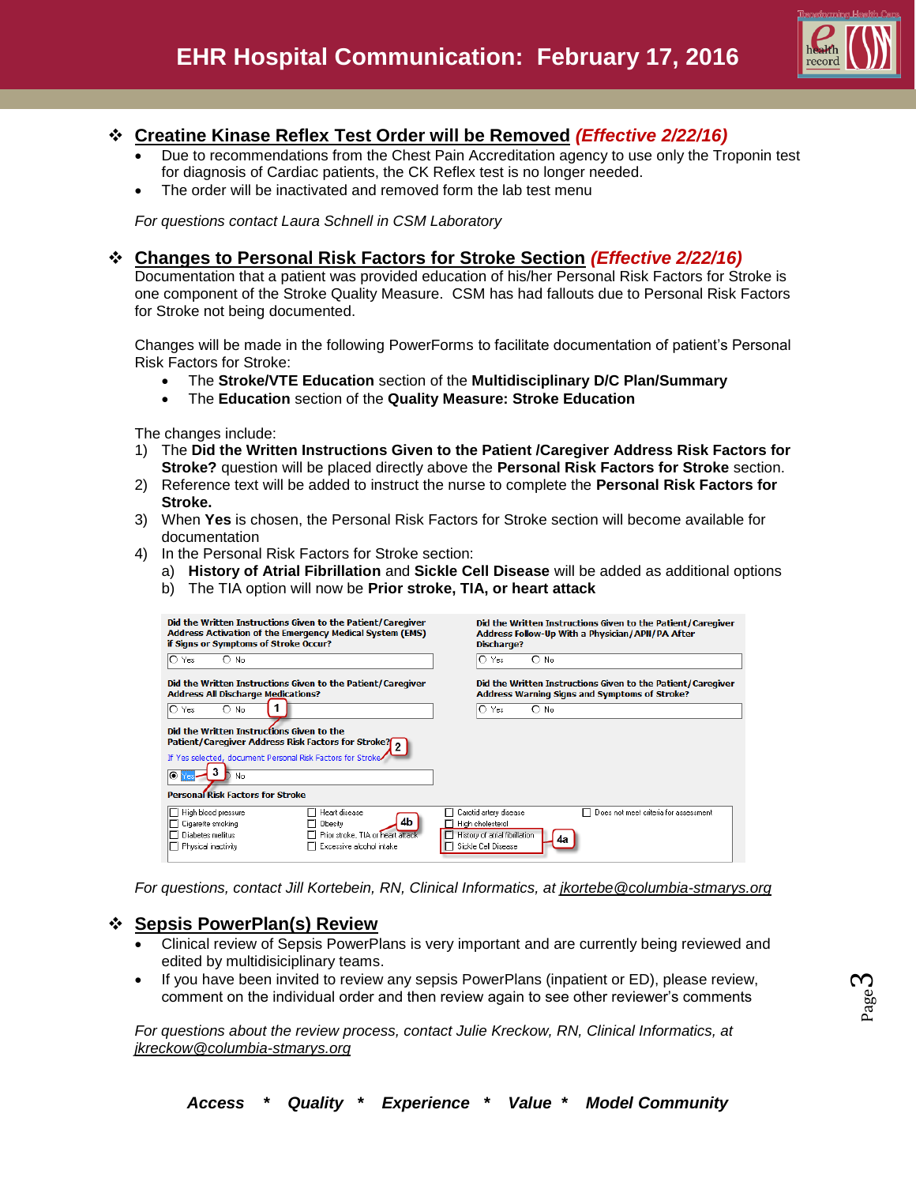# EHR Hospital Communication: February 17, 2016

## Creatine Kinase Reflex Test Order will be Removed *(Effective 2/22/16)*

- Due to recommendations from the Chest Pain Accreditation agency to use only the Troponin test for diagnosis of Cardiac patients, the CK Reflex test is no longer needed.
- The order will be inactivated and removed form the lab test menu

*For questions contact Laura Schnell in CSM Laboratory*

## Changes to Personal Risk Factors for Stroke Section *(Effective 2/22/16)*

Documentation that a patient was provided education of his/her Personal Risk Factors for Stroke is one component of the Stroke Quality Measure. CSM has had fallouts due to Personal Risk Factors for Stroke not being documented.

Changes will be made in the following PowerForms to facilitate documentation of patient's Personal Risk Factors for Stroke:

- The **Stroke/VTE Education** section of the **Multidisciplinary D/C Plan/Summary**
- The **Education** section of the **Quality Measure: Stroke Education**

The changes include:

1) The **Did the Written Instructions Given to the Patient /Caregiver Address Risk Factors for Stroke?** question will be placed directly above the **Personal Risk Factors for Stroke** section.
2) Reference text will be added to instruct the nurse to complete the **Personal Risk Factors for Stroke.**
3) When **Yes** is chosen, the Personal Risk Factors for Stroke section will become available for documentation
4) In the Personal Risk Factors for Stroke section:
   a) **History of Atrial Fibrillation** and **Sickle Cell Disease** will be added as additional options
   b) The TIA option will now be **Prior stroke, TIA, or heart attack**

*For questions, contact Jill Kortebein, RN, Clinical Informatics, at jkortebe@columbia-stmarys.org*

## Sepsis PowerPlan(s) Review

- Clinical review of Sepsis PowerPlans is very important and are currently being reviewed and edited by multidisiciplinary teams.
- If you have been invited to review any sepsis PowerPlans (inpatient or ED), please review, comment on the individual order and then review again to see other reviewer's comments

*For questions about the review process, contact Julie Kreckow, RN, Clinical Informatics, at jkreckow@columbia-stmarys.org*

***Access \* Quality \* Experience \* Value \* Model Community***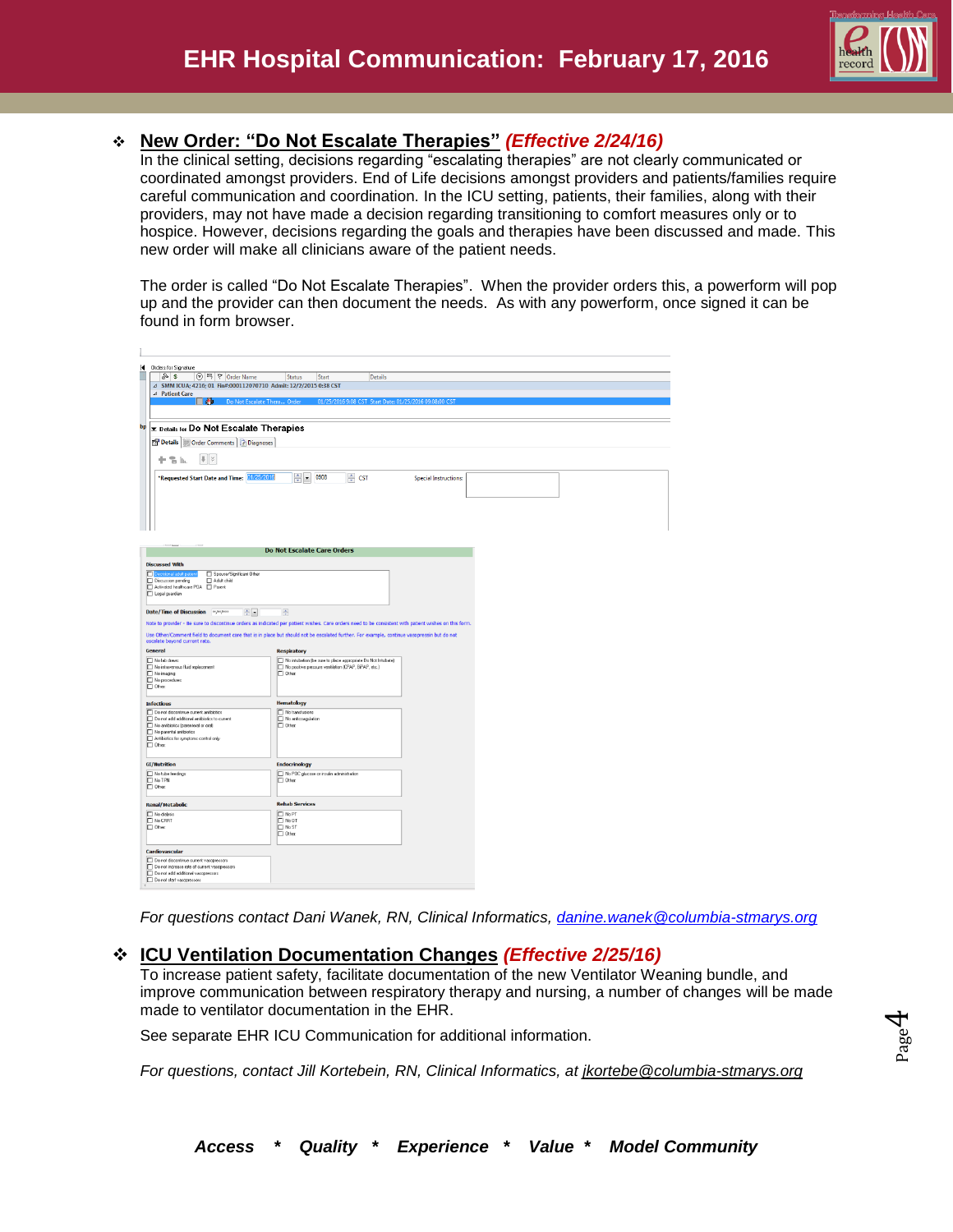# EHR Hospital Communication: February 17, 2016

## New Order: "Do Not Escalate Therapies" *(Effective 2/24/16)*

In the clinical setting, decisions regarding "escalating therapies" are not clearly communicated or coordinated amongst providers. End of Life decisions amongst providers and patients/families require careful communication and coordination. In the ICU setting, patients, their families, along with their providers, may not have made a decision regarding transitioning to comfort measures only or to hospice. However, decisions regarding the goals and therapies have been discussed and made. This new order will make all clinicians aware of the patient needs.

The order is called "Do Not Escalate Therapies". When the provider orders this, a powerform will pop up and the provider can then document the needs. As with any powerform, once signed it can be found in form browser.

*For questions contact Dani Wanek, RN, Clinical Informatics, danine.wanek@columbia-stmarys.org*

## ICU Ventilation Documentation Changes *(Effective 2/25/16)*

To increase patient safety, facilitate documentation of the new Ventilator Weaning bundle, and improve communication between respiratory therapy and nursing, a number of changes will be made made to ventilator documentation in the EHR.

See separate EHR ICU Communication for additional information.

*For questions, contact Jill Kortebein, RN, Clinical Informatics, at jkortebe@columbia-stmarys.org*

***Access * Quality * Experience * Value * Model Community***